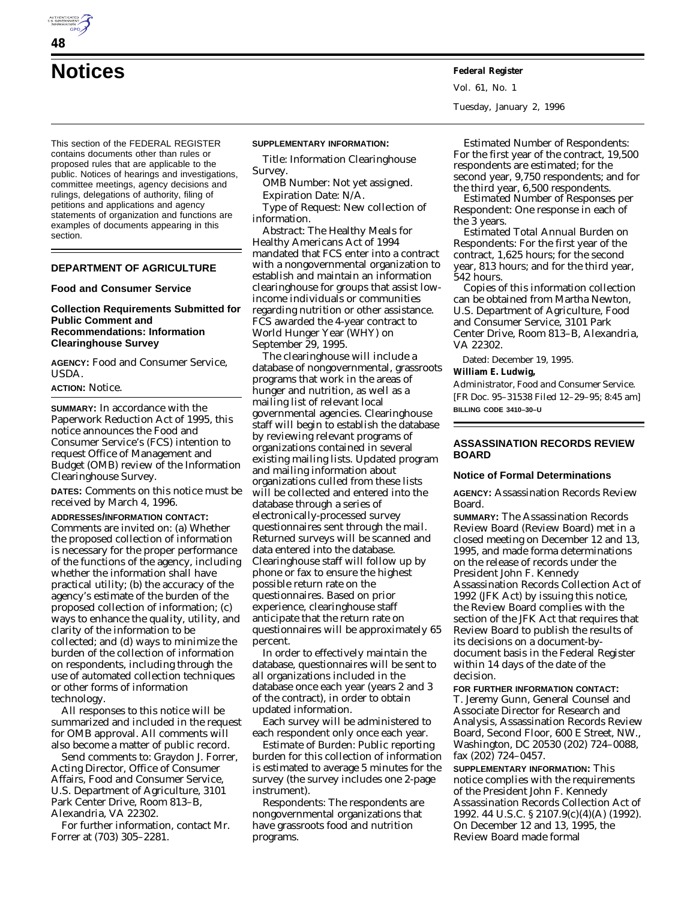# Notices

This section of the FEDERAL REGISTER contains documents other than rules or proposed rules that are applicable to the public. Notices of hearings and investigations, committee meetings, agency decisions and rulings, delegations of authority, filing of petitions and applications and agency statements of organization and functions are examples of documents appearing in this section.

## DEPARTMENT OF AGRICULTURE

### Food and Consumer Service

### Collection Requirements Submitted for Public Comment and Recommendations: Information Clearinghouse Survey

**AGENCY:** Food and Consumer Service, USDA.

**ACTION:** Notice.

**SUMMARY:** In accordance with the Paperwork Reduction Act of 1995, this notice announces the Food and Consumer Service's (FCS) intention to request Office of Management and Budget (OMB) review of the Information Clearinghouse Survey.

**DATES:** Comments on this notice must be received by March 4, 1996.

**ADDRESSES/INFORMATION CONTACT:** Comments are invited on: (a) Whether the proposed collection of information is necessary for the proper performance of the functions of the agency, including whether the information shall have practical utility; (b) the accuracy of the agency's estimate of the burden of the proposed collection of information; (c) ways to enhance the quality, utility, and clarity of the information to be collected; and (d) ways to minimize the burden of the collection of information on respondents, including through the use of automated collection techniques or other forms of information technology.

All responses to this notice will be summarized and included in the request for OMB approval. All comments will also become a matter of public record.

Send comments to: Graydon J. Forrer, Acting Director, Office of Consumer Affairs, Food and Consumer Service, U.S. Department of Agriculture, 3101 Park Center Drive, Room 813–B, Alexandria, VA 22302.

For further information, contact Mr. Forrer at (703) 305–2281.

**SUPPLEMENTARY INFORMATION:**

*Title:* Information Clearinghouse Survey.

*OMB Number:* Not yet assigned.

*Expiration Date:* N/A.

*Type of Request:* New collection of information.

*Abstract:* The Healthy Meals for Healthy Americans Act of 1994 mandated that FCS enter into a contract with a nongovernmental organization to establish and maintain an information clearinghouse for groups that assist low-income individuals or communities regarding nutrition or other assistance. FCS awarded the 4-year contract to World Hunger Year (WHY) on September 29, 1995.

The clearinghouse will include a database of nongovernmental, grassroots programs that work in the areas of hunger and nutrition, as well as a mailing list of relevant local governmental agencies. Clearinghouse staff will begin to establish the database by reviewing relevant programs of organizations contained in several existing mailing lists. Updated program and mailing information about organizations culled from these lists will be collected and entered into the database through a series of electronically-processed survey questionnaires sent through the mail. Returned surveys will be scanned and data entered into the database. Clearinghouse staff will follow up by phone or fax to ensure the highest possible return rate on the questionnaires. Based on prior experience, clearinghouse staff anticipate that the return rate on questionnaires will be approximately 65 percent.

In order to effectively maintain the database, questionnaires will be sent to all organizations included in the database once each year (years 2 and 3 of the contract), in order to obtain updated information.

Each survey will be administered to each respondent only once each year.

*Estimate of Burden:* Public reporting burden for this collection of information is estimated to average 5 minutes for the survey (the survey includes one 2-page instrument).

*Respondents:* The respondents are nongovernmental organizations that have grassroots food and nutrition programs.

*Estimated Number of Respondents:* For the first year of the contract, 19,500 respondents are estimated; for the second year, 9,750 respondents; and for the third year, 6,500 respondents.

*Estimated Number of Responses per Respondent:* One response in each of the 3 years.

*Estimated Total Annual Burden on Respondents:* For the first year of the contract, 1,625 hours; for the second year, 813 hours; and for the third year, 542 hours.

Copies of this information collection can be obtained from Martha Newton, U.S. Department of Agriculture, Food and Consumer Service, 3101 Park Center Drive, Room 813–B, Alexandria, VA 22302.

Dated: December 19, 1995.

**William E. Ludwig,**

*Administrator, Food and Consumer Service.*

[FR Doc. 95–31538 Filed 12–29–95; 8:45 am]

**BILLING CODE 3410–30–U**

## ASSASSINATION RECORDS REVIEW BOARD

### Notice of Formal Determinations

**AGENCY:** Assassination Records Review Board.

**SUMMARY:** The Assassination Records Review Board (Review Board) met in a closed meeting on December 12 and 13, 1995, and made forma determinations on the release of records under the President John F. Kennedy Assassination Records Collection Act of 1992 (JFK Act) by issuing this notice, the Review Board complies with the section of the JFK Act that requires that Review Board to publish the results of its decisions on a document-by-document basis in the Federal Register within 14 days of the date of the decision.

**FOR FURTHER INFORMATION CONTACT:** T. Jeremy Gunn, General Counsel and Associate Director for Research and Analysis, Assassination Records Review Board, Second Floor, 600 E Street, NW., Washington, DC 20530 (202) 724–0088, fax (202) 724–0457.

**SUPPLEMENTARY INFORMATION:** This notice complies with the requirements of the President John F. Kennedy Assassination Records Collection Act of 1992. 44 U.S.C. § 2107.9(c)(4)(A) (1992). On December 12 and 13, 1995, the Review Board made formal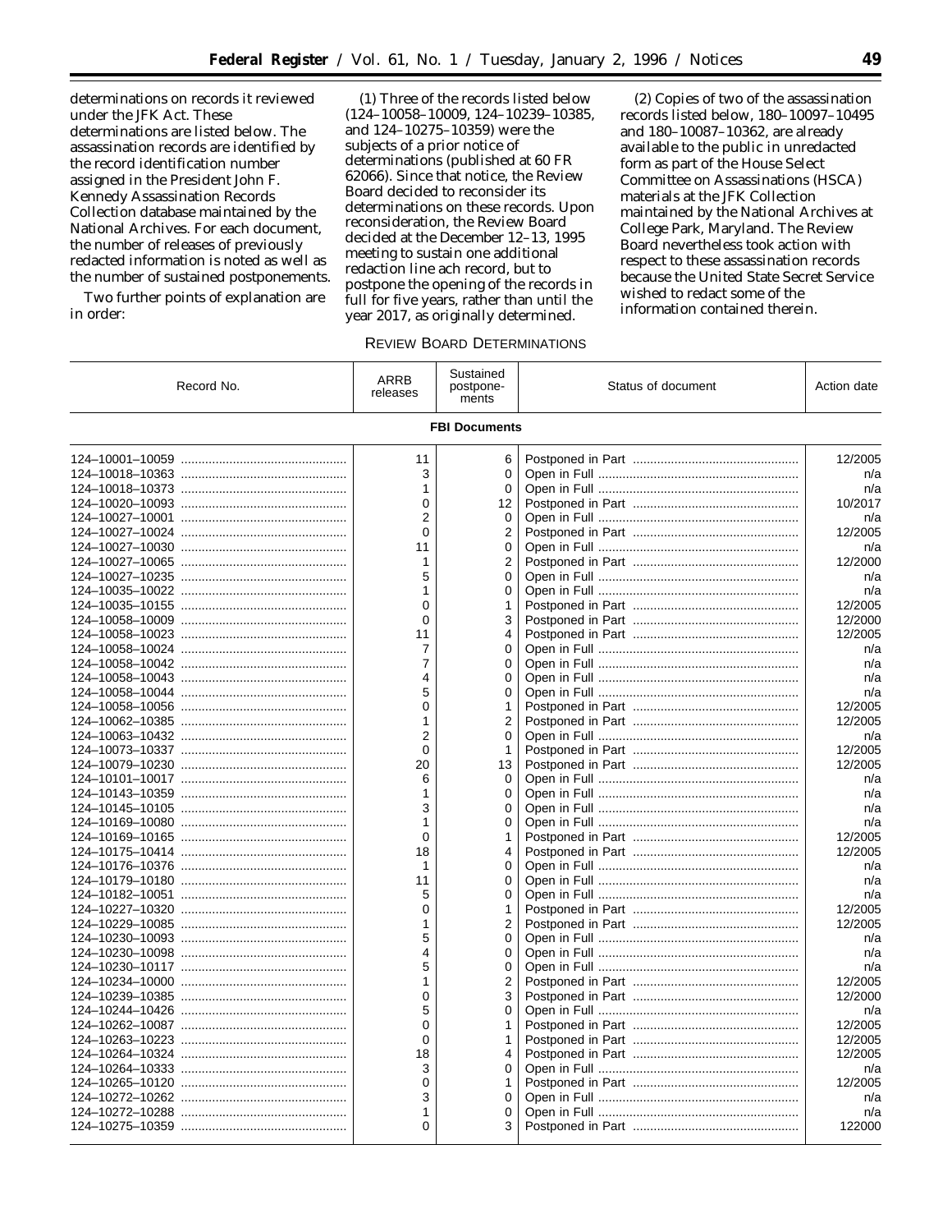determinations on records it reviewed under the JFK Act. These determinations are listed below. The assassination records are identified by the record identification number assigned in the President John F. Kennedy Assassination Records Collection database maintained by the National Archives. For each document, the number of releases of previously redacted information is noted as well as the number of sustained postponements.

Two further points of explanation are in order:

(1) Three of the records listed below (124–10058–10009, 124–10239–10385, and 124–10275–10359) were the subjects of a prior notice of determinations (published at 60 FR 62066). Since that notice, the Review Board decided to reconsider its determinations on these records. Upon reconsideration, the Review Board decided at the December 12–13, 1995 meeting to sustain one additional redaction line ach record, but to postpone the opening of the records in full for five years, rather than until the year 2017, as originally determined.

(2) Copies of two of the assassination records listed below, 180–10097–10495 and 180–10087–10362, are already available to the public in unredacted form as part of the House Select Committee on Assassinations (HSCA) materials at the JFK Collection maintained by the National Archives at College Park, Maryland. The Review Board nevertheless took action with respect to these assassination records because the United State Secret Service wished to redact some of the information contained therein.

REVIEW BOARD DETERMINATIONS

| Record No. | ARRB releases | Sustained postponements | Status of document | Action date |
|---|---|---|---|---|
| **FBI Documents** | | | | |
| 124–10001–10059 | 11 | 6 | Postponed in Part | 12/2005 |
| 124–10018–10363 | 3 | 0 | Open in Full | n/a |
| 124–10018–10373 | 1 | 0 | Open in Full | n/a |
| 124–10020–10093 | 0 | 12 | Postponed in Part | 10/2017 |
| 124–10027–10001 | 2 | 0 | Open in Full | n/a |
| 124–10027–10024 | 0 | 2 | Postponed in Part | 12/2005 |
| 124–10027–10030 | 11 | 0 | Open in Full | n/a |
| 124–10027–10065 | 1 | 2 | Postponed in Part | 12/2000 |
| 124–10027–10235 | 5 | 0 | Open in Full | n/a |
| 124–10035–10022 | 1 | 0 | Open in Full | n/a |
| 124–10035–10155 | 0 | 1 | Postponed in Part | 12/2005 |
| 124–10058–10009 | 0 | 3 | Postponed in Part | 12/2000 |
| 124–10058–10023 | 11 | 4 | Postponed in Part | 12/2005 |
| 124–10058–10024 | 7 | 0 | Open in Full | n/a |
| 124–10058–10042 | 7 | 0 | Open in Full | n/a |
| 124–10058–10043 | 4 | 0 | Open in Full | n/a |
| 124–10058–10044 | 5 | 0 | Open in Full | n/a |
| 124–10058–10056 | 0 | 1 | Postponed in Part | 12/2005 |
| 124–10062–10385 | 1 | 2 | Postponed in Part | 12/2005 |
| 124–10063–10432 | 2 | 0 | Open in Full | n/a |
| 124–10073–10337 | 0 | 1 | Postponed in Part | 12/2005 |
| 124–10079–10230 | 20 | 13 | Postponed in Part | 12/2005 |
| 124–10101–10017 | 6 | 0 | Open in Full | n/a |
| 124–10143–10359 | 1 | 0 | Open in Full | n/a |
| 124–10145–10105 | 3 | 0 | Open in Full | n/a |
| 124–10169–10080 | 1 | 0 | Open in Full | n/a |
| 124–10169–10165 | 0 | 1 | Postponed in Part | 12/2005 |
| 124–10175–10414 | 18 | 4 | Postponed in Part | 12/2005 |
| 124–10176–10376 | 1 | 0 | Open in Full | n/a |
| 124–10179–10180 | 11 | 0 | Open in Full | n/a |
| 124–10182–10051 | 5 | 0 | Open in Full | n/a |
| 124–10227–10320 | 0 | 1 | Postponed in Part | 12/2005 |
| 124–10229–10085 | 1 | 2 | Postponed in Part | 12/2005 |
| 124–10230–10093 | 5 | 0 | Open in Full | n/a |
| 124–10230–10098 | 4 | 0 | Open in Full | n/a |
| 124–10230–10117 | 5 | 0 | Open in Full | n/a |
| 124–10234–10000 | 1 | 2 | Postponed in Part | 12/2005 |
| 124–10239–10385 | 0 | 3 | Postponed in Part | 12/2000 |
| 124–10244–10426 | 5 | 0 | Open in Full | n/a |
| 124–10262–10087 | 0 | 1 | Postponed in Part | 12/2005 |
| 124–10263–10223 | 0 | 1 | Postponed in Part | 12/2005 |
| 124–10264–10324 | 18 | 4 | Postponed in Part | 12/2005 |
| 124–10264–10333 | 3 | 0 | Open in Full | n/a |
| 124–10265–10120 | 0 | 1 | Postponed in Part | 12/2005 |
| 124–10272–10262 | 3 | 0 | Open in Full | n/a |
| 124–10272–10288 | 1 | 0 | Open in Full | n/a |
| 124–10275–10359 | 0 | 3 | Postponed in Part | 122000 |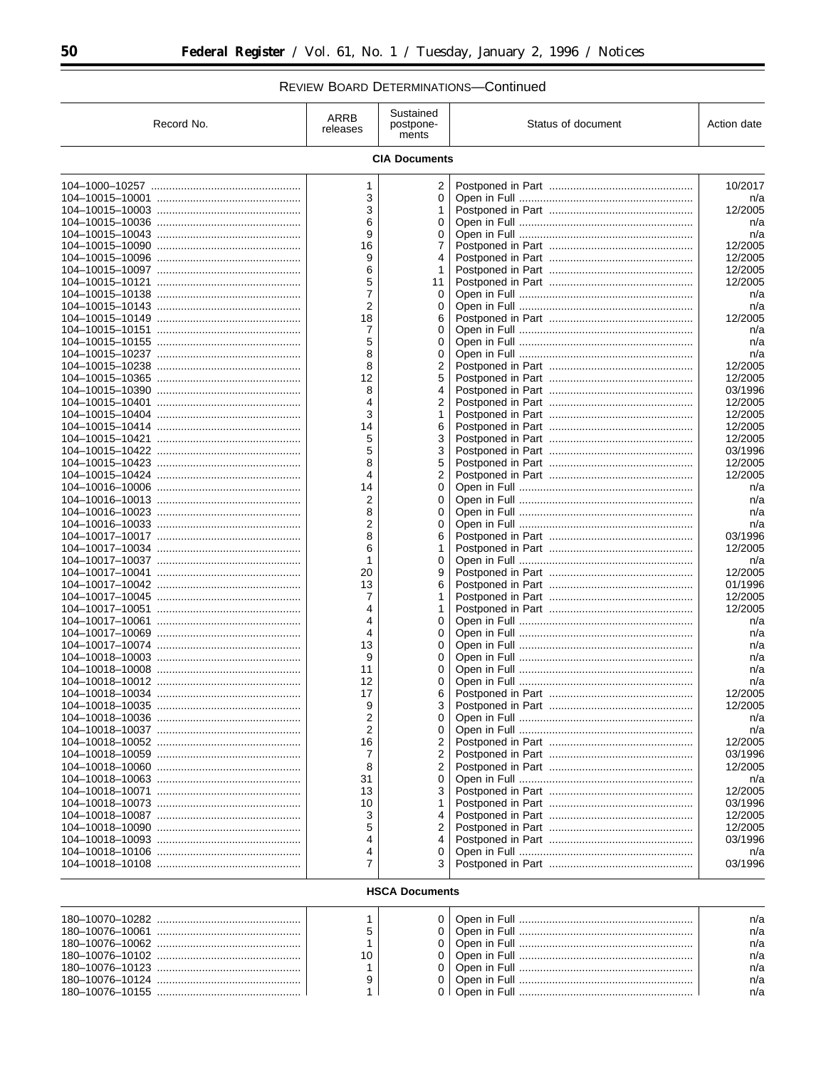REVIEW BOARD DETERMINATIONS—Continued

| Record No. | ARRB releases | Sustained postpone-ments | Status of document | Action date |
|---|---|---|---|---|
| **CIA Documents** | | | | |
| 104–1000–10257 | 1 | 2 | Postponed in Part | 10/2017 |
| 104–10015–10001 | 3 | 0 | Open in Full | n/a |
| 104–10015–10003 | 3 | 1 | Postponed in Part | 12/2005 |
| 104–10015–10036 | 6 | 0 | Open in Full | n/a |
| 104–10015–10043 | 9 | 0 | Open in Full | n/a |
| 104–10015–10090 | 16 | 7 | Postponed in Part | 12/2005 |
| 104–10015–10096 | 9 | 4 | Postponed in Part | 12/2005 |
| 104–10015–10097 | 6 | 1 | Postponed in Part | 12/2005 |
| 104–10015–10121 | 5 | 11 | Postponed in Part | 12/2005 |
| 104–10015–10138 | 7 | 0 | Open in Full | n/a |
| 104–10015–10143 | 2 | 0 | Open in Full | n/a |
| 104–10015–10149 | 18 | 6 | Postponed in Part | 12/2005 |
| 104–10015–10151 | 7 | 0 | Open in Full | n/a |
| 104–10015–10155 | 5 | 0 | Open in Full | n/a |
| 104–10015–10237 | 8 | 0 | Open in Full | n/a |
| 104–10015–10238 | 8 | 2 | Postponed in Part | 12/2005 |
| 104–10015–10365 | 12 | 5 | Postponed in Part | 12/2005 |
| 104–10015–10390 | 8 | 4 | Postponed in Part | 03/1996 |
| 104–10015–10401 | 4 | 2 | Postponed in Part | 12/2005 |
| 104–10015–10404 | 3 | 1 | Postponed in Part | 12/2005 |
| 104–10015–10414 | 14 | 6 | Postponed in Part | 12/2005 |
| 104–10015–10421 | 5 | 3 | Postponed in Part | 12/2005 |
| 104–10015–10422 | 5 | 3 | Postponed in Part | 03/1996 |
| 104–10015–10423 | 8 | 5 | Postponed in Part | 12/2005 |
| 104–10015–10424 | 4 | 2 | Postponed in Part | 12/2005 |
| 104–10016–10006 | 14 | 0 | Open in Full | n/a |
| 104–10016–10013 | 2 | 0 | Open in Full | n/a |
| 104–10016–10023 | 8 | 0 | Open in Full | n/a |
| 104–10016–10033 | 2 | 0 | Open in Full | n/a |
| 104–10017–10017 | 8 | 6 | Postponed in Part | 03/1996 |
| 104–10017–10034 | 6 | 1 | Postponed in Part | 12/2005 |
| 104–10017–10037 | 1 | 0 | Open in Full | n/a |
| 104–10017–10041 | 20 | 9 | Postponed in Part | 12/2005 |
| 104–10017–10042 | 13 | 6 | Postponed in Part | 01/1996 |
| 104–10017–10045 | 7 | 1 | Postponed in Part | 12/2005 |
| 104–10017–10051 | 4 | 1 | Postponed in Part | 12/2005 |
| 104–10017–10061 | 4 | 0 | Open in Full | n/a |
| 104–10017–10069 | 4 | 0 | Open in Full | n/a |
| 104–10017–10074 | 13 | 0 | Open in Full | n/a |
| 104–10018–10003 | 9 | 0 | Open in Full | n/a |
| 104–10018–10008 | 11 | 0 | Open in Full | n/a |
| 104–10018–10012 | 12 | 0 | Open in Full | n/a |
| 104–10018–10034 | 17 | 6 | Postponed in Part | 12/2005 |
| 104–10018–10035 | 9 | 3 | Postponed in Part | 12/2005 |
| 104–10018–10036 | 2 | 0 | Open in Full | n/a |
| 104–10018–10037 | 2 | 0 | Open in Full | n/a |
| 104–10018–10052 | 16 | 2 | Postponed in Part | 12/2005 |
| 104–10018–10059 | 7 | 2 | Postponed in Part | 03/1996 |
| 104–10018–10060 | 8 | 2 | Postponed in Part | 12/2005 |
| 104–10018–10063 | 31 | 0 | Open in Full | n/a |
| 104–10018–10071 | 13 | 3 | Postponed in Part | 12/2005 |
| 104–10018–10073 | 10 | 1 | Postponed in Part | 03/1996 |
| 104–10018–10087 | 3 | 4 | Postponed in Part | 12/2005 |
| 104–10018–10090 | 5 | 2 | Postponed in Part | 12/2005 |
| 104–10018–10093 | 4 | 4 | Postponed in Part | 03/1996 |
| 104–10018–10106 | 4 | 0 | Open in Full | n/a |
| 104–10018–10108 | 7 | 3 | Postponed in Part | 03/1996 |
| **HSCA Documents** | | | | |
| 180–10070–10282 | 1 | 0 | Open in Full | n/a |
| 180–10076–10061 | 5 | 0 | Open in Full | n/a |
| 180–10076–10062 | 1 | 0 | Open in Full | n/a |
| 180–10076–10102 | 10 | 0 | Open in Full | n/a |
| 180–10076–10123 | 1 | 0 | Open in Full | n/a |
| 180–10076–10124 | 9 | 0 | Open in Full | n/a |
| 180–10076–10155 | 1 | 0 | Open in Full | n/a |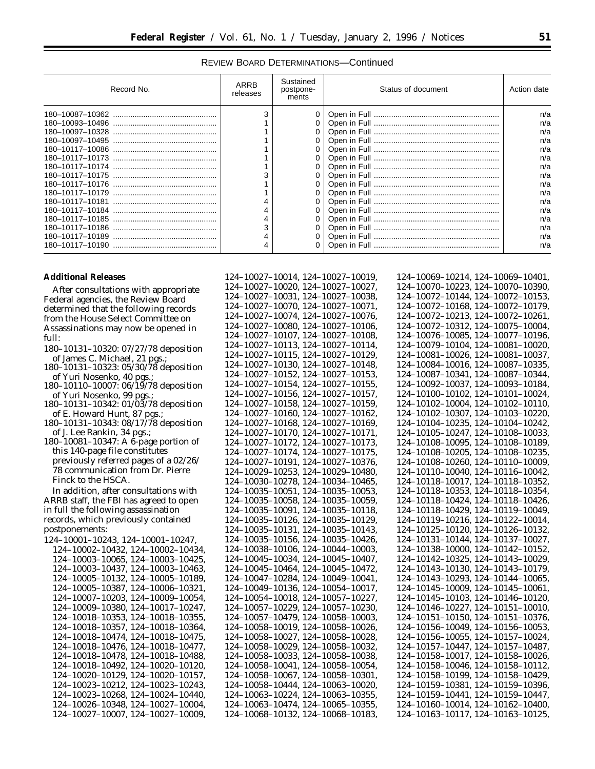REVIEW BOARD DETERMINATIONS—Continued

| Record No. | ARRB releases | Sustained postponements | Status of document | Action date |
|---|---|---|---|---|
| 180–10087–10362 | 3 | 0 | Open in Full | n/a |
| 180–10093–10496 | 1 | 0 | Open in Full | n/a |
| 180–10097–10328 | 1 | 0 | Open in Full | n/a |
| 180–10097–10495 | 1 | 0 | Open in Full | n/a |
| 180–10117–10086 | 1 | 0 | Open in Full | n/a |
| 180–10117–10173 | 1 | 0 | Open in Full | n/a |
| 180–10117–10174 | 1 | 0 | Open in Full | n/a |
| 180–10117–10175 | 3 | 0 | Open in Full | n/a |
| 180–10117–10176 | 1 | 0 | Open in Full | n/a |
| 180–10117–10179 | 1 | 0 | Open in Full | n/a |
| 180–10117–10181 | 4 | 0 | Open in Full | n/a |
| 180–10117–10184 | 4 | 0 | Open in Full | n/a |
| 180–10117–10185 | 4 | 0 | Open in Full | n/a |
| 180–10117–10186 | 3 | 0 | Open in Full | n/a |
| 180–10117–10189 | 4 | 0 | Open in Full | n/a |
| 180–10117–10190 | 4 | 0 | Open in Full | n/a |

**Additional Releases**

After consultations with appropriate Federal agencies, the Review Board determined that the following records from the House Select Committee on Assassinations may now be opened in full:

180–10131–10320: 07/27/78 deposition of James C. Michael, 21 pgs.;
180–10131–10323: 05/30/78 deposition of Yuri Nosenko, 40 pgs.;
180–10110–10007: 06/19/78 deposition of Yuri Nosenko, 99 pgs.;
180–10131–10342: 01/03/78 deposition of E. Howard Hunt, 87 pgs.;
180–10131–10343: 08/17/78 deposition of J. Lee Rankin, 34 pgs.;
180–10081–10347: A 6-page portion of this 140-page file constitutes previously referred pages of a 02/26/78 communication from Dr. Pierre Finck to the HSCA.

In addition, after consultations with ARRB staff, the FBI has agreed to open in full the following assassination records, which previously contained postponements:

124–10001–10243, 124–10001–10247, 124–10002–10432, 124–10002–10434, 124–10003–10065, 124–10003–10425, 124–10003–10437, 124–10003–10463, 124–10005–10132, 124–10005–10189, 124–10005–10387, 124–10006–10321, 124–10007–10203, 124–10009–10054, 124–10009–10380, 124–10017–10247, 124–10018–10353, 124–10018–10355, 124–10018–10357, 124–10018–10364, 124–10018–10474, 124–10018–10475, 124–10018–10476, 124–10018–10477, 124–10018–10478, 124–10018–10488, 124–10018–10492, 124–10020–10120, 124–10020–10129, 124–10020–10157, 124–10023–10212, 124–10023–10243, 124–10023–10268, 124–10024–10440, 124–10026–10348, 124–10027–10004, 124–10027–10007, 124–10027–10009, 124–10027–10014, 124–10027–10019, 124–10027–10020, 124–10027–10027, 124–10027–10031, 124–10027–10038, 124–10027–10070, 124–10027–10071, 124–10027–10074, 124–10027–10076, 124–10027–10080, 124–10027–10106, 124–10027–10107, 124–10027–10108, 124–10027–10113, 124–10027–10114, 124–10027–10115, 124–10027–10129, 124–10027–10130, 124–10027–10148, 124–10027–10152, 124–10027–10153, 124–10027–10154, 124–10027–10155, 124–10027–10156, 124–10027–10157, 124–10027–10158, 124–10027–10159, 124–10027–10160, 124–10027–10162, 124–10027–10168, 124–10027–10169, 124–10027–10170, 124–10027–10171, 124–10027–10172, 124–10027–10173, 124–10027–10174, 124–10027–10175, 124–10027–10191, 124–10027–10376, 124–10029–10253, 124–10029–10480, 124–10030–10278, 124–10034–10465, 124–10035–10051, 124–10035–10053, 124–10035–10058, 124–10035–10059, 124–10035–10091, 124–10035–10118, 124–10035–10126, 124–10035–10129, 124–10035–10131, 124–10035–10143, 124–10035–10156, 124–10035–10426, 124–10038–10106, 124–10044–10003, 124–10045–10034, 124–10045–10407, 124–10045–10464, 124–10045–10472, 124–10047–10284, 124–10049–10041, 124–10049–10136, 124–10054–10017, 124–10054–10018, 124–10057–10227, 124–10057–10229, 124–10057–10230, 124–10057–10479, 124–10058–10003, 124–10058–10019, 124–10058–10026, 124–10058–10027, 124–10058–10028, 124–10058–10029, 124–10058–10032, 124–10058–10033, 124–10058–10038, 124–10058–10041, 124–10058–10054, 124–10058–10067, 124–10058–10301, 124–10058–10444, 124–10063–10020, 124–10063–10224, 124–10063–10355, 124–10063–10474, 124–10065–10355, 124–10068–10132, 124–10068–10183, 124–10069–10214, 124–10069–10401, 124–10070–10223, 124–10070–10390, 124–10072–10144, 124–10072–10153, 124–10072–10168, 124–10072–10179, 124–10072–10213, 124–10072–10261, 124–10072–10312, 124–10075–10004, 124–10076–10085, 124–10077–10196, 124–10079–10104, 124–10081–10020, 124–10081–10026, 124–10081–10037, 124–10084–10016, 124–10087–10335, 124–10087–10341, 124–10087–10344, 124–10092–10037, 124–10093–10184, 124–10100–10102, 124–10101–10024, 124–10102–10004, 124–10102–10110, 124–10102–10307, 124–10103–10220, 124–10104–10235, 124–10104–10242, 124–10105–10247, 124–10108–10033, 124–10108–10095, 124–10108–10189, 124–10108–10205, 124–10108–10235, 124–10108–10260, 124–10110–10009, 124–10110–10040, 124–10116–10042, 124–10118–10017, 124–10118–10352, 124–10118–10353, 124–10118–10354, 124–10118–10424, 124–10118–10426, 124–10118–10429, 124–10119–10049, 124–10119–10216, 124–10122–10014, 124–10125–10120, 124–10126–10132, 124–10131–10144, 124–10137–10027, 124–10138–10000, 124–10142–10152, 124–10142–10325, 124–10143–10029, 124–10143–10130, 124–10143–10179, 124–10143–10293, 124–10144–10065, 124–10145–10009, 124–10145–10061, 124–10145–10103, 124–10146–10120, 124–10146–10227, 124–10151–10010, 124–10151–10150, 124–10151–10376, 124–10156–10049, 124–10156–10053, 124–10156–10055, 124–10157–10024, 124–10157–10447, 124–10157–10487, 124–10158–10017, 124–10158–10026, 124–10158–10046, 124–10158–10112, 124–10158–10199, 124–10158–10429, 124–10159–10381, 124–10159–10396, 124–10159–10441, 124–10159–10447, 124–10160–10014, 124–10162–10400, 124–10163–10117, 124–10163–10125,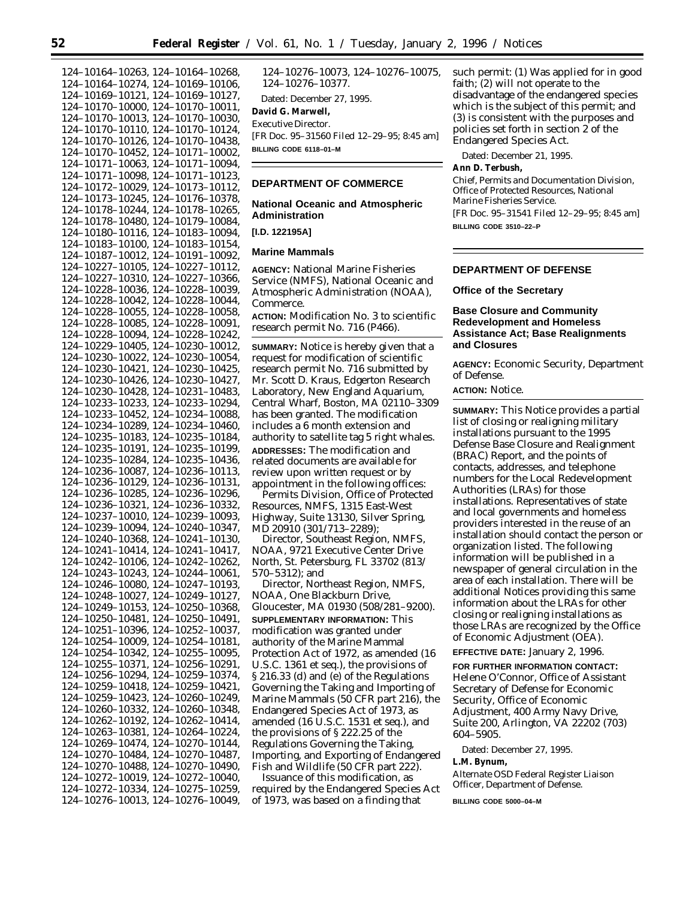124–10164–10263, 124–10164–10268, 124–10164–10274, 124–10169–10106, 124–10169–10121, 124–10169–10127, 124–10170–10000, 124–10170–10011, 124–10170–10013, 124–10170–10030, 124–10170–10110, 124–10170–10124, 124–10170–10126, 124–10170–10438, 124–10170–10452, 124–10171–10002, 124–10171–10063, 124–10171–10094, 124–10171–10098, 124–10171–10123, 124–10172–10029, 124–10173–10112, 124–10173–10245, 124–10176–10378, 124–10178–10244, 124–10178–10265, 124–10178–10480, 124–10179–10084, 124–10180–10116, 124–10183–10094, 124–10183–10100, 124–10183–10154, 124–10187–10012, 124–10191–10092, 124–10227–10105, 124–10227–10112, 124–10227–10310, 124–10227–10366, 124–10228–10036, 124–10228–10039, 124–10228–10042, 124–10228–10044, 124–10228–10055, 124–10228–10058, 124–10228–10085, 124–10228–10091, 124–10228–10094, 124–10228–10242, 124–10229–10405, 124–10230–10012, 124–10230–10022, 124–10230–10054, 124–10230–10421, 124–10230–10425, 124–10230–10426, 124–10230–10427, 124–10230–10428, 124–10231–10483, 124–10233–10233, 124–10233–10294, 124–10233–10452, 124–10234–10088, 124–10234–10289, 124–10234–10460, 124–10235–10183, 124–10235–10184, 124–10235–10191, 124–10235–10199, 124–10235–10284, 124–10235–10436, 124–10236–10087, 124–10236–10113, 124–10236–10129, 124–10236–10131, 124–10236–10285, 124–10236–10296, 124–10236–10321, 124–10236–10332, 124–10237–10010, 124–10239–10093, 124–10239–10094, 124–10240–10347, 124–10240–10368, 124–10241–10130, 124–10241–10414, 124–10241–10417, 124–10242–10106, 124–10242–10262, 124–10243–10243, 124–10244–10061, 124–10246–10080, 124–10247–10193, 124–10248–10027, 124–10249–10127, 124–10249–10153, 124–10250–10368, 124–10250–10481, 124–10250–10491, 124–10251–10396, 124–10252–10037, 124–10254–10009, 124–10254–10181, 124–10254–10342, 124–10255–10095, 124–10255–10371, 124–10256–10291, 124–10256–10294, 124–10259–10374, 124–10259–10418, 124–10259–10421, 124–10259–10423, 124–10260–10249, 124–10260–10332, 124–10260–10348, 124–10262–10192, 124–10262–10414, 124–10263–10381, 124–10264–10224, 124–10269–10474, 124–10270–10144, 124–10270–10484, 124–10270–10487, 124–10270–10488, 124–10270–10490, 124–10272–10019, 124–10272–10040, 124–10272–10334, 124–10275–10259, 124–10276–10013, 124–10276–10049, 124–10276–10073, 124–10276–10075, 124–10276–10377.

Dated: December 27, 1995.

**David G. Marwell,**

*Executive Director.*

[FR Doc. 95–31560 Filed 12–29–95; 8:45 am]

**BILLING CODE 6118–01–M**

## DEPARTMENT OF COMMERCE

### National Oceanic and Atmospheric Administration

**[I.D. 122195A]**

### Marine Mammals

**AGENCY:** National Marine Fisheries Service (NMFS), National Oceanic and Atmospheric Administration (NOAA), Commerce.

**ACTION:** Modification No. 3 to scientific research permit No. 716 (P466).

**SUMMARY:** Notice is hereby given that a request for modification of scientific research permit No. 716 submitted by Mr. Scott D. Kraus, Edgerton Research Laboratory, New England Aquarium, Central Wharf, Boston, MA 02110–3309 has been granted. The modification includes a 6 month extension and authority to satellite tag 5 right whales.

**ADDRESSES:** The modification and related documents are available for review upon written request or by appointment in the following offices:

Permits Division, Office of Protected Resources, NMFS, 1315 East-West Highway, Suite 13130, Silver Spring, MD 20910 (301/713–2289);

Director, Southeast Region, NMFS, NOAA, 9721 Executive Center Drive North, St. Petersburg, FL 33702 (813/570–5312); and

Director, Northeast Region, NMFS, NOAA, One Blackburn Drive, Gloucester, MA 01930 (508/281–9200).

**SUPPLEMENTARY INFORMATION:** This modification was granted under authority of the Marine Mammal Protection Act of 1972, as amended (16 U.S.C. 1361 et seq.), the provisions of § 216.33 (d) and (e) of the Regulations Governing the Taking and Importing of Marine Mammals (50 CFR part 216), the Endangered Species Act of 1973, as amended (16 U.S.C. 1531 et seq.), and the provisions of § 222.25 of the Regulations Governing the Taking, Importing, and Exporting of Endangered Fish and Wildlife (50 CFR part 222).

Issuance of this modification, as required by the Endangered Species Act of 1973, was based on a finding that such permit: (1) Was applied for in good faith; (2) will not operate to the disadvantage of the endangered species which is the subject of this permit; and (3) is consistent with the purposes and policies set forth in section 2 of the Endangered Species Act.

Dated: December 21, 1995.

**Ann D. Terbush,**

*Chief, Permits and Documentation Division, Office of Protected Resources, National Marine Fisheries Service.*

[FR Doc. 95–31541 Filed 12–29–95; 8:45 am]

**BILLING CODE 3510–22–P**

## DEPARTMENT OF DEFENSE

### Office of the Secretary

### Base Closure and Community Redevelopment and Homeless Assistance Act; Base Realignments and Closures

**AGENCY:** Economic Security, Department of Defense.

**ACTION:** Notice.

**SUMMARY:** This Notice provides a partial list of closing or realigning military installations pursuant to the 1995 Defense Base Closure and Realignment (BRAC) Report, and the points of contacts, addresses, and telephone numbers for the Local Redevelopment Authorities (LRAs) for those installations. Representatives of state and local governments and homeless providers interested in the reuse of an installation should contact the person or organization listed. The following information will be published in a newspaper of general circulation in the area of each installation. There will be additional Notices providing this same information about the LRAs for other closing or realigning installations as those LRAs are recognized by the Office of Economic Adjustment (OEA).

**EFFECTIVE DATE:** January 2, 1996.

**FOR FURTHER INFORMATION CONTACT:** Helene O'Connor, Office of Assistant Secretary of Defense for Economic Security, Office of Economic Adjustment, 400 Army Navy Drive, Suite 200, Arlington, VA 22202 (703) 604–5905.

Dated: December 27, 1995.

**L.M. Bynum,**

*Alternate OSD Federal Register Liaison Officer, Department of Defense.*

**BILLING CODE 5000–04–M**